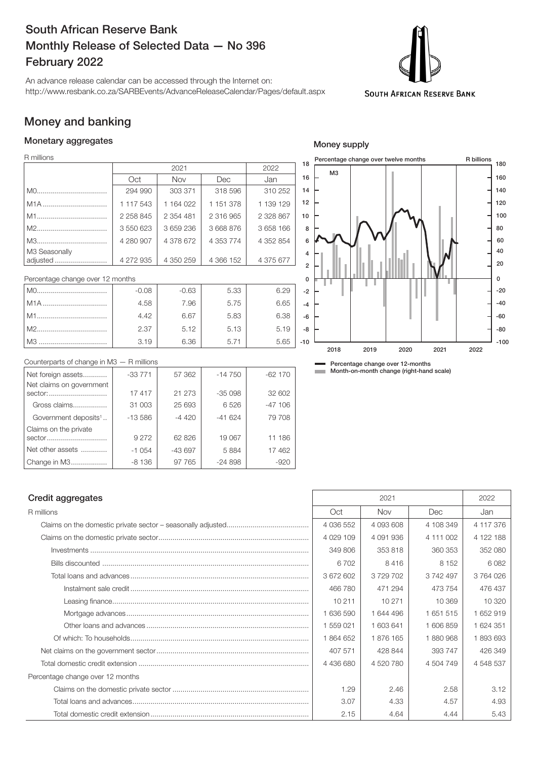# South African Reserve Bank
# Monthly Release of Selected Data — No 396
# February 2022

An advance release calendar can be accessed through the Internet on:
http://www.resbank.co.za/SARBEvents/AdvanceReleaseCalendar/Pages/default.aspx

SOUTH AFRICAN RESERVE BANK

## Money and banking

### Monetary aggregates

R millions

| | 2021 | | | 2022 |
|---|---|---|---|---|
| | Oct | Nov | Dec | Jan |
| M0 | 294 990 | 303 371 | 318 596 | 310 252 |
| M1A | 1 117 543 | 1 164 022 | 1 151 378 | 1 139 129 |
| M1 | 2 258 845 | 2 354 481 | 2 316 965 | 2 328 867 |
| M2 | 3 550 623 | 3 659 236 | 3 668 876 | 3 658 166 |
| M3 | 4 280 907 | 4 378 672 | 4 353 774 | 4 352 854 |
| M3 Seasonally adjusted | 4 272 935 | 4 350 259 | 4 366 152 | 4 375 677 |
| **Percentage change over 12 months** | | | | |
| M0 | -0.08 | -0.63 | 5.33 | 6.29 |
| M1A | 4.58 | 7.96 | 5.75 | 6.65 |
| M1 | 4.42 | 6.67 | 5.83 | 6.38 |
| M2 | 2.37 | 5.12 | 5.13 | 5.19 |
| M3 | 3.19 | 6.36 | 5.71 | 5.65 |

Counterparts of change in M3 — R millions

| | Oct | Nov | Dec | Jan |
|---|---|---|---|---|
| Net foreign assets | -33 771 | 57 362 | -14 750 | -62 170 |
| Net claims on government sector: | 17 417 | 21 273 | -35 098 | 32 602 |
| Gross claims | 31 003 | 25 693 | 6 526 | -47 106 |
| Government deposits[1] | -13 586 | -4 420 | -41 624 | 79 708 |
| Claims on the private sector | 9 272 | 62 826 | 19 067 | 11 186 |
| Net other assets | -1 054 | -43 697 | 5 884 | 17 462 |
| Change in M3 | -8 136 | 97 765 | -24 898 | -920 |

### Money supply

Percentage change over twelve months — M3 (left scale); R billions (right scale), 2018–2022

- Percentage change over 12-months
- Month-on-month change (right-hand scale)

### Credit aggregates

| R millions | 2021 | | | 2022 |
|---|---|---|---|---|
| | Oct | Nov | Dec | Jan |
| Claims on the domestic private sector – seasonally adjusted | 4 036 552 | 4 093 608 | 4 108 349 | 4 117 376 |
| Claims on the domestic private sector | 4 029 109 | 4 091 936 | 4 111 002 | 4 122 188 |
| Investments | 349 806 | 353 818 | 360 353 | 352 080 |
| Bills discounted | 6 702 | 8 416 | 8 152 | 6 082 |
| Total loans and advances | 3 672 602 | 3 729 702 | 3 742 497 | 3 764 026 |
| Instalment sale credit | 466 780 | 471 294 | 473 754 | 476 437 |
| Leasing finance | 10 211 | 10 271 | 10 369 | 10 320 |
| Mortgage advances | 1 636 590 | 1 644 496 | 1 651 515 | 1 652 919 |
| Other loans and advances | 1 559 021 | 1 603 641 | 1 606 859 | 1 624 351 |
| Of which: To households | 1 864 652 | 1 876 165 | 1 880 968 | 1 893 693 |
| Net claims on the government sector | 407 571 | 428 844 | 393 747 | 426 349 |
| Total domestic credit extension | 4 436 680 | 4 520 780 | 4 504 749 | 4 548 537 |
| **Percentage change over 12 months** | | | | |
| Claims on the domestic private sector | 1.29 | 2.46 | 2.58 | 3.12 |
| Total loans and advances | 3.07 | 4.33 | 4.57 | 4.93 |
| Total domestic credit extension | 2.15 | 4.64 | 4.44 | 5.43 |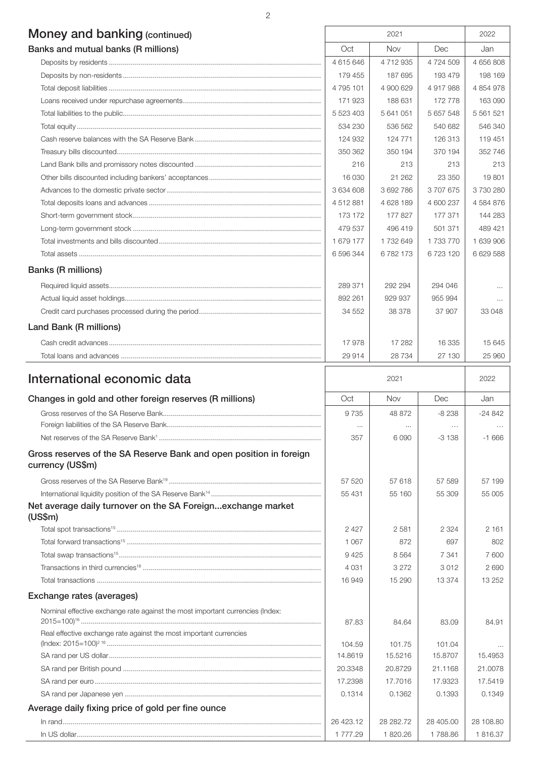## Money and banking (continued)

| Banks and mutual banks (R millions) | 2021 Oct | 2021 Nov | 2021 Dec | 2022 Jan |
|---|---|---|---|---|
| Deposits by residents | 4 615 646 | 4 712 935 | 4 724 509 | 4 656 808 |
| Deposits by non-residents | 179 455 | 187 695 | 193 479 | 198 169 |
| Total deposit liabilities | 4 795 101 | 4 900 629 | 4 917 988 | 4 854 978 |
| Loans received under repurchase agreements | 171 923 | 188 631 | 172 778 | 163 090 |
| Total liabilities to the public | 5 523 403 | 5 641 051 | 5 657 548 | 5 561 521 |
| Total equity | 534 230 | 536 562 | 540 682 | 546 340 |
| Cash reserve balances with the SA Reserve Bank | 124 932 | 124 771 | 126 313 | 119 451 |
| Treasury bills discounted | 350 362 | 350 194 | 370 194 | 352 746 |
| Land Bank bills and promissory notes discounted | 216 | 213 | 213 | 213 |
| Other bills discounted including bankers' acceptances | 16 030 | 21 262 | 23 350 | 19 801 |
| Advances to the domestic private sector | 3 634 608 | 3 692 786 | 3 707 675 | 3 730 280 |
| Total deposits loans and advances | 4 512 881 | 4 628 189 | 4 600 237 | 4 584 876 |
| Short-term government stock | 173 172 | 177 827 | 177 371 | 144 283 |
| Long-term government stock | 479 537 | 496 419 | 501 371 | 489 421 |
| Total investments and bills discounted | 1 679 177 | 1 732 649 | 1 733 770 | 1 639 906 |
| Total assets | 6 596 344 | 6 782 173 | 6 723 120 | 6 629 588 |
| **Banks (R millions)** | | | | |
| Required liquid assets | 289 371 | 292 294 | 294 046 | ... |
| Actual liquid asset holdings | 892 261 | 929 937 | 955 994 | ... |
| Credit card purchases processed during the period | 34 552 | 38 378 | 37 907 | 33 048 |
| **Land Bank (R millions)** | | | | |
| Cash credit advances | 17 978 | 17 282 | 16 335 | 15 645 |
| Total loans and advances | 29 914 | 28 734 | 27 130 | 25 960 |

## International economic data

| Changes in gold and other foreign reserves (R millions) | 2021 Oct | 2021 Nov | 2021 Dec | 2022 Jan |
|---|---|---|---|---|
| Gross reserves of the SA Reserve Bank | 9 735 | 48 872 | -8 238 | -24 842 |
| Foreign liabilities of the SA Reserve Bank | ... | ... | ... | ... |
| Net reserves of the SA Reserve Bank[1] | 357 | 6 090 | -3 138 | -1 666 |
| **Gross reserves of the SA Reserve Bank and open position in foreign currency (US$m)** | | | | |
| Gross reserves of the SA Reserve Bank[19] | 57 520 | 57 618 | 57 589 | 57 199 |
| International liquidity position of the SA Reserve Bank[14] | 55 431 | 55 160 | 55 309 | 55 005 |
| **Net average daily turnover on the SA Foreign...exchange market (US$m)** | | | | |
| Total spot transactions[15] | 2 427 | 2 581 | 2 324 | 2 161 |
| Total forward transactions[15] | 1 067 | 872 | 697 | 802 |
| Total swap transactions[15] | 9 425 | 8 564 | 7 341 | 7 600 |
| Transactions in third currencies[18] | 4 031 | 3 272 | 3 012 | 2 690 |
| Total transactions | 16 949 | 15 290 | 13 374 | 13 252 |
| **Exchange rates (averages)** | | | | |
| Nominal effective exchange rate against the most important currencies (Index: 2015=100)[16] | 87.83 | 84.64 | 83.09 | 84.91 |
| Real effective exchange rate against the most important currencies (Index: 2015=100)[2 16] | 104.59 | 101.75 | 101.04 | ... |
| SA rand per US dollar | 14.8619 | 15.5216 | 15.8707 | 15.4953 |
| SA rand per British pound | 20.3348 | 20.8729 | 21.1168 | 21.0078 |
| SA rand per euro | 17.2398 | 17.7016 | 17.9323 | 17.5419 |
| SA rand per Japanese yen | 0.1314 | 0.1362 | 0.1393 | 0.1349 |
| **Average daily fixing price of gold per fine ounce** | | | | |
| In rand | 26 423.12 | 28 282.72 | 28 405.00 | 28 108.80 |
| In US dollar | 1 777.29 | 1 820.26 | 1 788.86 | 1 816.37 |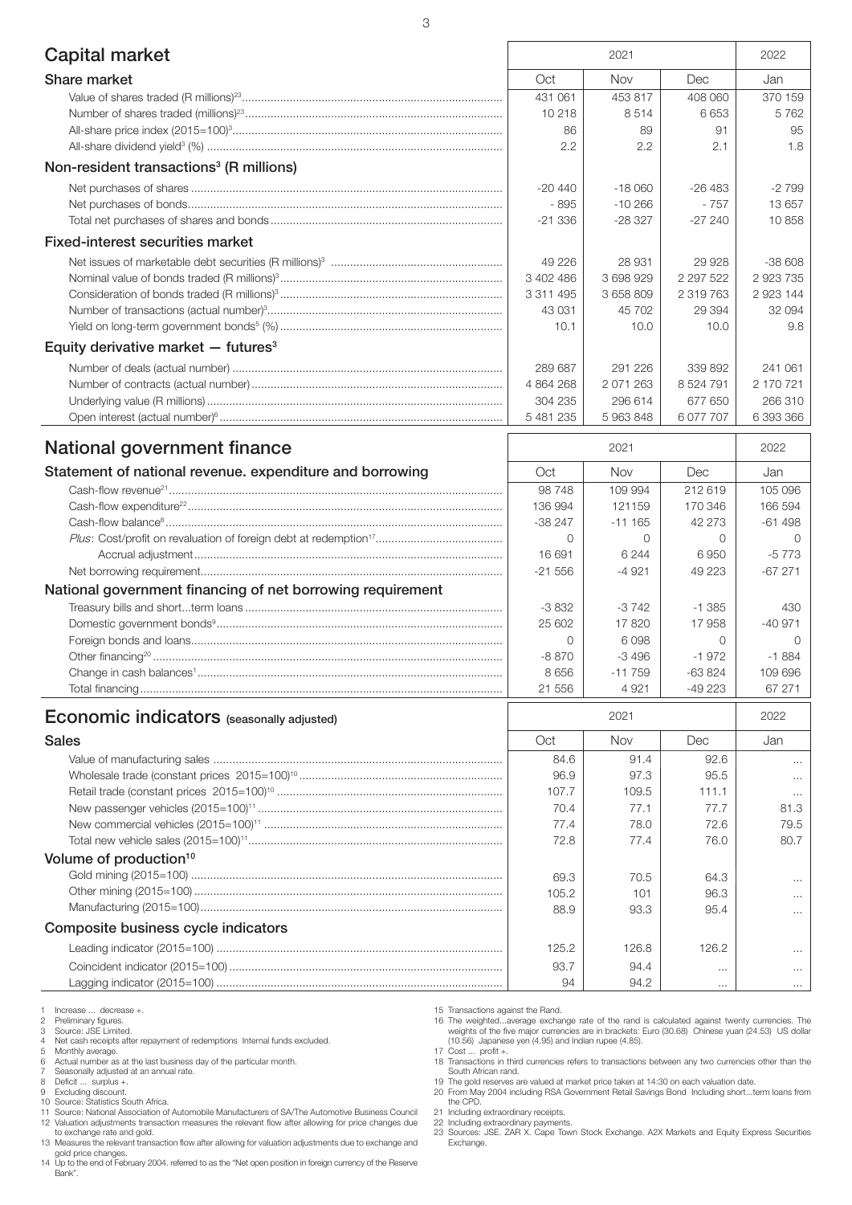## Capital market

| | 2021 | | | 2022 |
|---|---|---|---|---|
| **Share market** | Oct | Nov | Dec | Jan |
| Value of shares traded (R millions)[23] | 431 061 | 453 817 | 408 060 | 370 159 |
| Number of shares traded (millions)[23] | 10 218 | 8 514 | 6 653 | 5 762 |
| All-share price index (2015=100)[3] | 86 | 89 | 91 | 95 |
| All-share dividend yield[3] (%) | 2.2 | 2.2 | 2.1 | 1.8 |
| **Non-resident transactions[3] (R millions)** | | | | |
| Net purchases of shares | -20 440 | -18 060 | -26 483 | -2 799 |
| Net purchases of bonds | - 895 | -10 266 | - 757 | 13 657 |
| Total net purchases of shares and bonds | -21 336 | -28 327 | -27 240 | 10 858 |
| **Fixed-interest securities market** | | | | |
| Net issues of marketable debt securities (R millions)[3] | 49 226 | 28 931 | 29 928 | -38 608 |
| Nominal value of bonds traded (R millions)[3] | 3 402 486 | 3 698 929 | 2 297 522 | 2 923 735 |
| Consideration of bonds traded (R millions)[3] | 3 311 495 | 3 658 809 | 2 319 763 | 2 923 144 |
| Number of transactions (actual number)[3] | 43 031 | 45 702 | 29 394 | 32 094 |
| Yield on long-term government bonds[5] (%) | 10.1 | 10.0 | 10.0 | 9.8 |
| **Equity derivative market — futures[3]** | | | | |
| Number of deals (actual number) | 289 687 | 291 226 | 339 892 | 241 061 |
| Number of contracts (actual number) | 4 864 268 | 2 071 263 | 8 524 791 | 2 170 721 |
| Underlying value (R millions) | 304 235 | 296 614 | 677 650 | 266 310 |
| Open interest (actual number)[6] | 5 481 235 | 5 963 848 | 6 077 707 | 6 393 366 |

## National government finance

| | 2021 | | | 2022 |
|---|---|---|---|---|
| **Statement of national revenue. expenditure and borrowing** | Oct | Nov | Dec | Jan |
| Cash-flow revenue[21] | 98 748 | 109 994 | 212 619 | 105 096 |
| Cash-flow expenditure[22] | 136 994 | 121159 | 170 346 | 166 594 |
| Cash-flow balance[8] | -38 247 | -11 165 | 42 273 | -61 498 |
| *Plus*: Cost/profit on revaluation of foreign debt at redemption[17] | 0 | 0 | 0 | 0 |
| Accrual adjustment | 16 691 | 6 244 | 6 950 | -5 773 |
| Net borrowing requirement | -21 556 | -4 921 | 49 223 | -67 271 |
| **National government financing of net borrowing requirement** | | | | |
| Treasury bills and short...term loans | -3 832 | -3 742 | -1 385 | 430 |
| Domestic government bonds[9] | 25 602 | 17 820 | 17 958 | -40 971 |
| Foreign bonds and loans | 0 | 6 098 | 0 | 0 |
| Other financing[20] | -8 870 | -3 496 | -1 972 | -1 884 |
| Change in cash balances[1] | 8 656 | -11 759 | -63 824 | 109 696 |
| Total financing | 21 556 | 4 921 | -49 223 | 67 271 |

## Economic indicators (seasonally adjusted)

| | 2021 | | | 2022 |
|---|---|---|---|---|
| **Sales** | Oct | Nov | Dec | Jan |
| Value of manufacturing sales | 84.6 | 91.4 | 92.6 | ... |
| Wholesale trade (constant prices 2015=100)[10] | 96.9 | 97.3 | 95.5 | ... |
| Retail trade (constant prices 2015=100)[10] | 107.7 | 109.5 | 111.1 | ... |
| New passenger vehicles (2015=100)[11] | 70.4 | 77.1 | 77.7 | 81.3 |
| New commercial vehicles (2015=100)[11] | 77.4 | 78.0 | 72.6 | 79.5 |
| Total new vehicle sales (2015=100)[11] | 72.8 | 77.4 | 76.0 | 80.7 |
| **Volume of production[10]** | | | | |
| Gold mining (2015=100) | 69.3 | 70.5 | 64.3 | ... |
| Other mining (2015=100) | 105.2 | 101 | 96.3 | ... |
| Manufacturing (2015=100) | 88.9 | 93.3 | 95.4 | ... |
| **Composite business cycle indicators** | | | | |
| Leading indicator (2015=100) | 125.2 | 126.8 | 126.2 | ... |
| Coincident indicator (2015=100) | 93.7 | 94.4 | ... | ... |
| Lagging indicator (2015=100) | 94 | 94.2 | ... | ... |

1 Increase ... decrease +.
2 Preliminary figures.
3 Source: JSE Limited.
4 Net cash receipts after repayment of redemptions Internal funds excluded.
5 Monthly average.
6 Actual number as at the last business day of the particular month.
7 Seasonally adjusted at an annual rate.
8 Deficit ... surplus +.
9 Excluding discount.
10 Source: Statistics South Africa.
11 Source: National Association of Automobile Manufacturers of SA/The Automotive Business Council
12 Valuation adjustments transaction measures the relevant flow after allowing for price changes due to exchange rate and gold.
13 Measures the relevant transaction flow after allowing for valuation adjustments due to exchange and gold price changes.
14 Up to the end of February 2004. referred to as the "Net open position in foreign currency of the Reserve Bank".
15 Transactions against the Rand.
16 The weighted...average exchange rate of the rand is calculated against twenty currencies. The weights of the five major currencies are in brackets: Euro (30.68) Chinese yuan (24.53) US dollar (10.56) Japanese yen (4.95) and Indian rupee (4.85).
17 Cost ... profit +.
18 Transactions in third currencies refers to transactions between any two currencies other than the South African rand.
19 The gold reserves are valued at market price taken at 14:30 on each valuation date.
20 From May 2004 including RSA Government Retail Savings Bond Including short...term loans from the CPD.
21 Including extraordinary receipts.
22 Including extraordinary payments.
23 Sources: JSE. ZAR X. Cape Town Stock Exchange. A2X Markets and Equity Express Securities Exchange.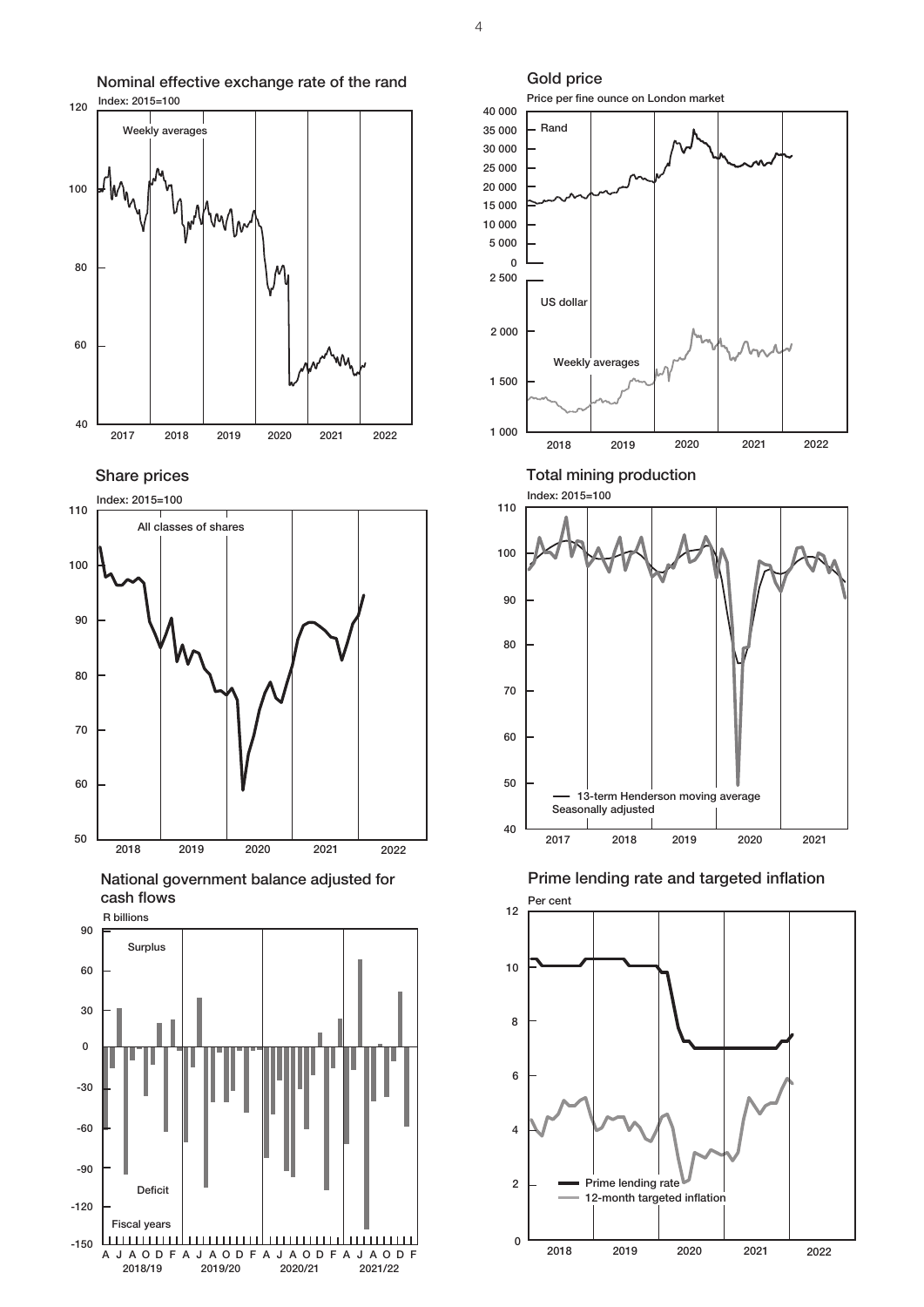## Nominal effective exchange rate of the rand

Index: 2015=100

Weekly averages

120
100
80
60
40

2017 2018 2019 2020 2021 2022

## Gold price

Price per fine ounce on London market

Rand

40 000
35 000
30 000
25 000
20 000
15 000
10 000
5 000
0

US dollar

2 500
2 000
1 500
1 000

Weekly averages

2018 2019 2020 2021 2022

## Share prices

Index: 2015=100

All classes of shares

110
100
90
80
70
60
50

2018 2019 2020 2021 2022

## Total mining production

Index: 2015=100

110
100
90
80
70
60
50
40

13-term Henderson moving average

Seasonally adjusted

2017 2018 2019 2020 2021

## National government balance adjusted for cash flows

R billions

Surplus

90
60
30
0
-30
-60
-90
-120
-150

Deficit

Fiscal years

A J A O D F A J A O D F A J A O D F A J A O D F

2018/19 2019/20 2020/21 2021/22

## Prime lending rate and targeted inflation

Per cent

12
10
8
6
4
2
0

Prime lending rate

12-month targeted inflation

2018 2019 2020 2021 2022